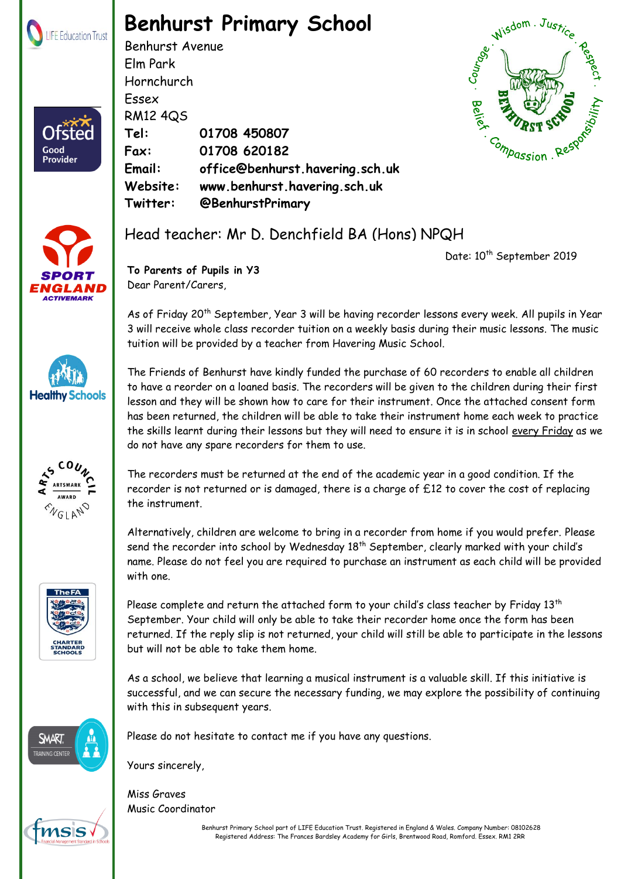# Benhurst Primary School

Benhurst Avenue
Elm Park
Hornchurch
Essex
RM12 4QS

**Tel:** **01708 450807**
**Fax:** **01708 620182**
**Email:** **office@benhurst.havering.sch.uk**
**Website:** **www.benhurst.havering.sch.uk**
**Twitter:** **@BenhurstPrimary**

Head teacher: Mr D. Denchfield BA (Hons) NPQH

Date: 10th September 2019

**To Parents of Pupils in Y3**
Dear Parent/Carers,

As of Friday 20th September, Year 3 will be having recorder lessons every week. All pupils in Year 3 will receive whole class recorder tuition on a weekly basis during their music lessons. The music tuition will be provided by a teacher from Havering Music School.

The Friends of Benhurst have kindly funded the purchase of 60 recorders to enable all children to have a reorder on a loaned basis. The recorders will be given to the children during their first lesson and they will be shown how to care for their instrument. Once the attached consent form has been returned, the children will be able to take their instrument home each week to practice the skills learnt during their lessons but they will need to ensure it is in school every Friday as we do not have any spare recorders for them to use.

The recorders must be returned at the end of the academic year in a good condition. If the recorder is not returned or is damaged, there is a charge of £12 to cover the cost of replacing the instrument.

Alternatively, children are welcome to bring in a recorder from home if you would prefer. Please send the recorder into school by Wednesday 18th September, clearly marked with your child's name. Please do not feel you are required to purchase an instrument as each child will be provided with one.

Please complete and return the attached form to your child's class teacher by Friday 13th September. Your child will only be able to take their recorder home once the form has been returned. If the reply slip is not returned, your child will still be able to participate in the lessons but will not be able to take them home.

As a school, we believe that learning a musical instrument is a valuable skill. If this initiative is successful, and we can secure the necessary funding, we may explore the possibility of continuing with this in subsequent years.

Please do not hesitate to contact me if you have any questions.

Yours sincerely,

Miss Graves
Music Coordinator

Benhurst Primary School part of LIFE Education Trust. Registered in England & Wales. Company Number: 08102628
Registered Address: The Frances Bardsley Academy for Girls, Brentwood Road, Romford. Essex. RM1 2RR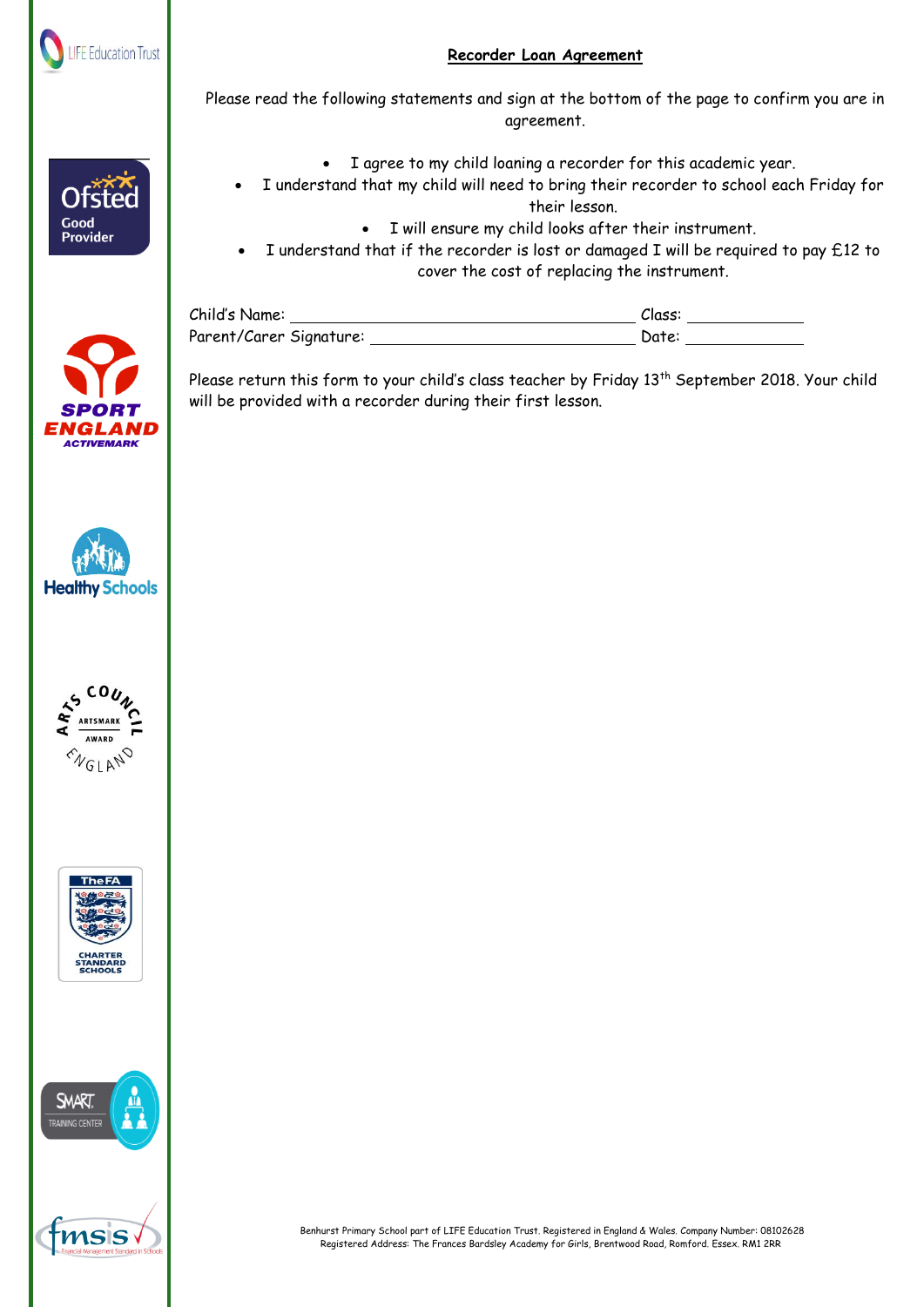**Recorder Loan Agreement**

Please read the following statements and sign at the bottom of the page to confirm you are in agreement.

- I agree to my child loaning a recorder for this academic year.
- I understand that my child will need to bring their recorder to school each Friday for their lesson.
- I will ensure my child looks after their instrument.
- I understand that if the recorder is lost or damaged I will be required to pay £12 to cover the cost of replacing the instrument.

Child's Name: ________________________________ Class: __________

Parent/Carer Signature: ________________________________ Date: __________

Please return this form to your child's class teacher by Friday 13th September 2018. Your child will be provided with a recorder during their first lesson.

Benhurst Primary School part of LIFE Education Trust. Registered in England & Wales. Company Number: 08102628
Registered Address: The Frances Bardsley Academy for Girls, Brentwood Road, Romford. Essex. RM1 2RR